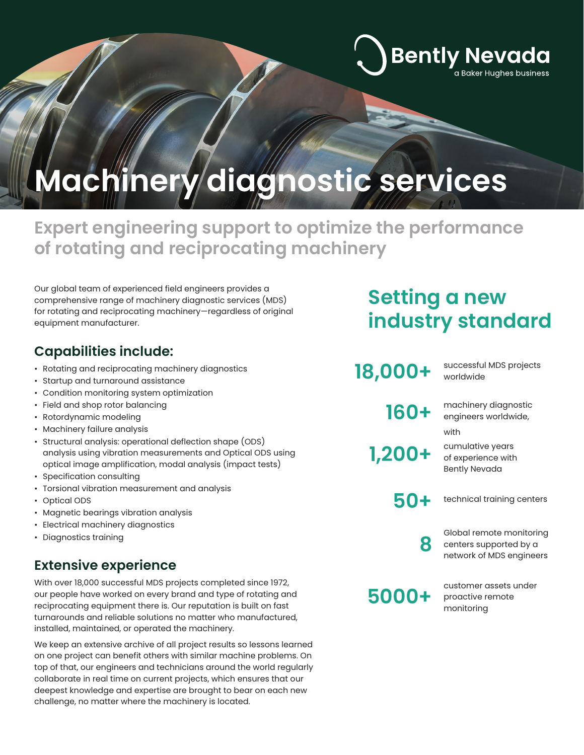Bently Nevada
a Baker Hughes business

# Machinery diagnostic services

## Expert engineering support to optimize the performance of rotating and reciprocating machinery

Our global team of experienced field engineers provides a comprehensive range of machinery diagnostic services (MDS) for rotating and reciprocating machinery—regardless of original equipment manufacturer.

### Capabilities include:

- Rotating and reciprocating machinery diagnostics
- Startup and turnaround assistance
- Condition monitoring system optimization
- Field and shop rotor balancing
- Rotordynamic modeling
- Machinery failure analysis
- Structural analysis: operational deflection shape (ODS) analysis using vibration measurements and Optical ODS using optical image amplification, modal analysis (impact tests)
- Specification consulting
- Torsional vibration measurement and analysis
- Optical ODS
- Magnetic bearings vibration analysis
- Electrical machinery diagnostics
- Diagnostics training

### Extensive experience

With over 18,000 successful MDS projects completed since 1972, our people have worked on every brand and type of rotating and reciprocating equipment there is. Our reputation is built on fast turnarounds and reliable solutions no matter who manufactured, installed, maintained, or operated the machinery.

We keep an extensive archive of all project results so lessons learned on one project can benefit others with similar machine problems. On top of that, our engineers and technicians around the world regularly collaborate in real time on current projects, which ensures that our deepest knowledge and expertise are brought to bear on each new challenge, no matter where the machinery is located.

## Setting a new industry standard

**18,000+** successful MDS projects worldwide

**160+** machinery diagnostic engineers worldwide,

with

**1,200+** cumulative years of experience with Bently Nevada

**50+** technical training centers

**8** Global remote monitoring centers supported by a network of MDS engineers

**5000+** customer assets under proactive remote monitoring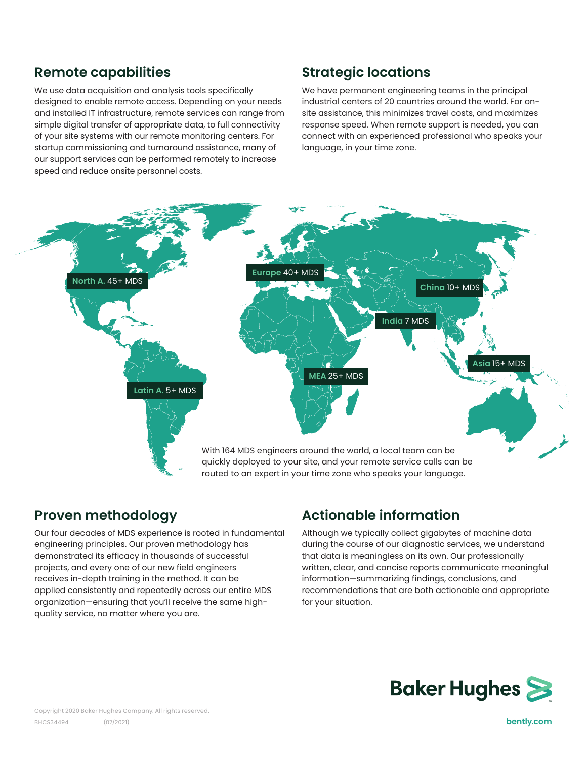## Remote capabilities

We use data acquisition and analysis tools specifically designed to enable remote access. Depending on your needs and installed IT infrastructure, remote services can range from simple digital transfer of appropriate data, to full connectivity of your site systems with our remote monitoring centers. For startup commissioning and turnaround assistance, many of our support services can be performed remotely to increase speed and reduce onsite personnel costs.

## Strategic locations

We have permanent engineering teams in the principal industrial centers of 20 countries around the world. For on-site assistance, this minimizes travel costs, and maximizes response speed. When remote support is needed, you can connect with an experienced professional who speaks your language, in your time zone.

North A. 45+ MDS

Europe 40+ MDS

China 10+ MDS

India 7 MDS

Asia 15+ MDS

MEA 25+ MDS

Latin A. 5+ MDS

With 164 MDS engineers around the world, a local team can be quickly deployed to your site, and your remote service calls can be routed to an expert in your time zone who speaks your language.

## Proven methodology

Our four decades of MDS experience is rooted in fundamental engineering principles. Our proven methodology has demonstrated its efficacy in thousands of successful projects, and every one of our new field engineers receives in-depth training in the method. It can be applied consistently and repeatedly across our entire MDS organization—ensuring that you'll receive the same high-quality service, no matter where you are.

## Actionable information

Although we typically collect gigabytes of machine data during the course of our diagnostic services, we understand that data is meaningless on its own. Our professionally written, clear, and concise reports communicate meaningful information—summarizing findings, conclusions, and recommendations that are both actionable and appropriate for your situation.

Baker Hughes

Copyright 2020 Baker Hughes Company. All rights reserved.

BHCS34494 (07/2021)

bently.com